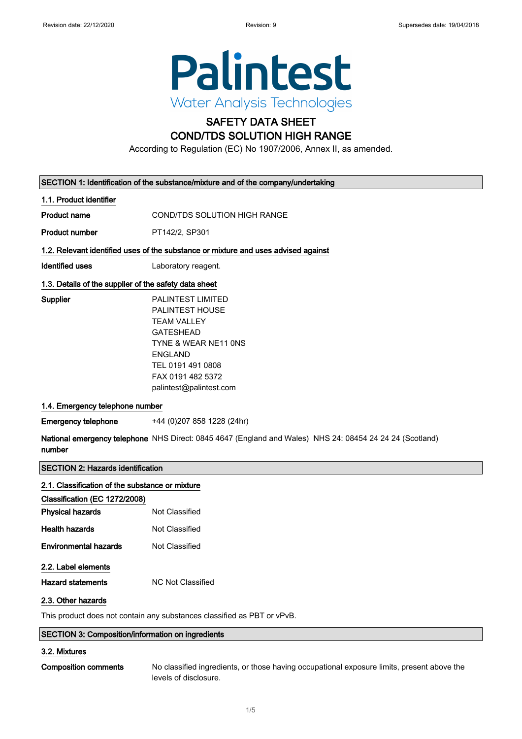Revision date: 22/12/2020 Revision: 9 Supersedes date: 19/04/2018

**Palintest**
Water Analysis Technologies

# SAFETY DATA SHEET
# COND/TDS SOLUTION HIGH RANGE

According to Regulation (EC) No 1907/2006, Annex II, as amended.

## SECTION 1: Identification of the substance/mixture and of the company/undertaking

### 1.1. Product identifier

**Product name** COND/TDS SOLUTION HIGH RANGE

**Product number** PT142/2, SP301

### 1.2. Relevant identified uses of the substance or mixture and uses advised against

**Identified uses** Laboratory reagent.

### 1.3. Details of the supplier of the safety data sheet

**Supplier**
PALINTEST LIMITED
PALINTEST HOUSE
TEAM VALLEY
GATESHEAD
TYNE & WEAR NE11 0NS
ENGLAND
TEL 0191 491 0808
FAX 0191 482 5372
palintest@palintest.com

### 1.4. Emergency telephone number

**Emergency telephone** +44 (0)207 858 1228 (24hr)

**National emergency telephone number** NHS Direct: 0845 4647 (England and Wales) NHS 24: 08454 24 24 24 (Scotland)

## SECTION 2: Hazards identification

### 2.1. Classification of the substance or mixture

**Classification (EC 1272/2008)**

**Physical hazards** Not Classified

**Health hazards** Not Classified

**Environmental hazards** Not Classified

### 2.2. Label elements

**Hazard statements** NC Not Classified

### 2.3. Other hazards

This product does not contain any substances classified as PBT or vPvB.

## SECTION 3: Composition/information on ingredients

### 3.2. Mixtures

**Composition comments** No classified ingredients, or those having occupational exposure limits, present above the levels of disclosure.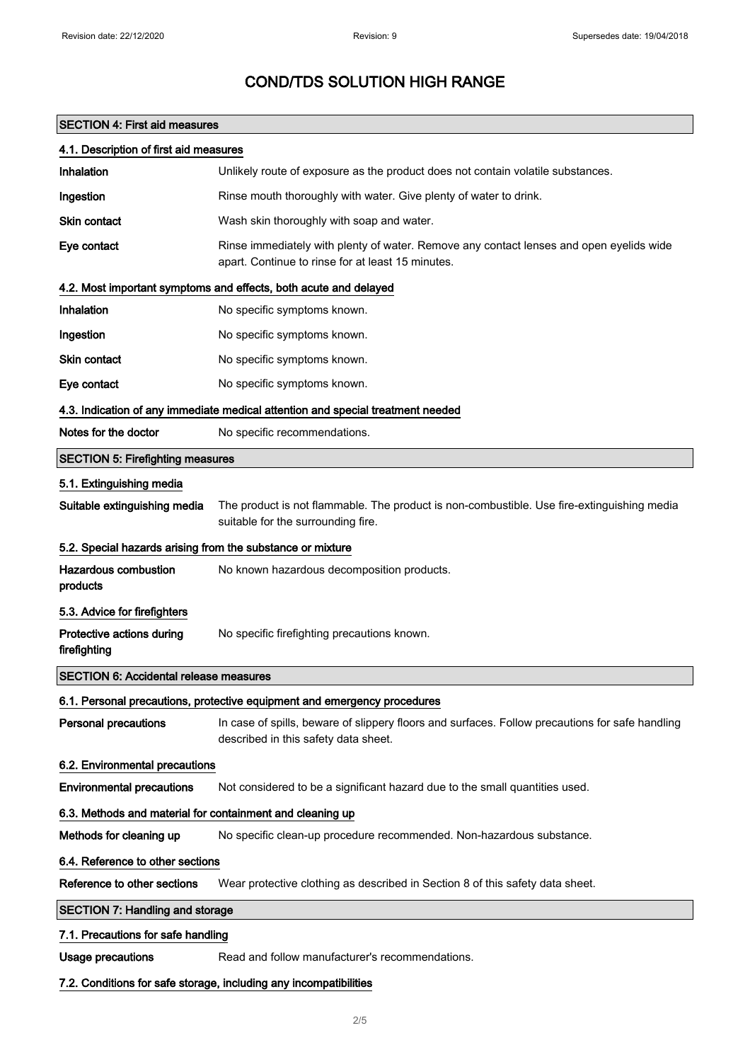# COND/TDS SOLUTION HIGH RANGE

## SECTION 4: First aid measures

### 4.1. Description of first aid measures

| | |
|---|---|
| **Inhalation** | Unlikely route of exposure as the product does not contain volatile substances. |
| **Ingestion** | Rinse mouth thoroughly with water. Give plenty of water to drink. |
| **Skin contact** | Wash skin thoroughly with soap and water. |
| **Eye contact** | Rinse immediately with plenty of water. Remove any contact lenses and open eyelids wide apart. Continue to rinse for at least 15 minutes. |

### 4.2. Most important symptoms and effects, both acute and delayed

| | |
|---|---|
| **Inhalation** | No specific symptoms known. |
| **Ingestion** | No specific symptoms known. |
| **Skin contact** | No specific symptoms known. |
| **Eye contact** | No specific symptoms known. |

### 4.3. Indication of any immediate medical attention and special treatment needed

| | |
|---|---|
| **Notes for the doctor** | No specific recommendations. |

## SECTION 5: Firefighting measures

### 5.1. Extinguishing media

| | |
|---|---|
| **Suitable extinguishing media** | The product is not flammable. The product is non-combustible. Use fire-extinguishing media suitable for the surrounding fire. |

### 5.2. Special hazards arising from the substance or mixture

| | |
|---|---|
| **Hazardous combustion products** | No known hazardous decomposition products. |

### 5.3. Advice for firefighters

| | |
|---|---|
| **Protective actions during firefighting** | No specific firefighting precautions known. |

## SECTION 6: Accidental release measures

### 6.1. Personal precautions, protective equipment and emergency procedures

| | |
|---|---|
| **Personal precautions** | In case of spills, beware of slippery floors and surfaces. Follow precautions for safe handling described in this safety data sheet. |

### 6.2. Environmental precautions

| | |
|---|---|
| **Environmental precautions** | Not considered to be a significant hazard due to the small quantities used. |

### 6.3. Methods and material for containment and cleaning up

| | |
|---|---|
| **Methods for cleaning up** | No specific clean-up procedure recommended. Non-hazardous substance. |

### 6.4. Reference to other sections

| | |
|---|---|
| **Reference to other sections** | Wear protective clothing as described in Section 8 of this safety data sheet. |

## SECTION 7: Handling and storage

### 7.1. Precautions for safe handling

| | |
|---|---|
| **Usage precautions** | Read and follow manufacturer's recommendations. |

### 7.2. Conditions for safe storage, including any incompatibilities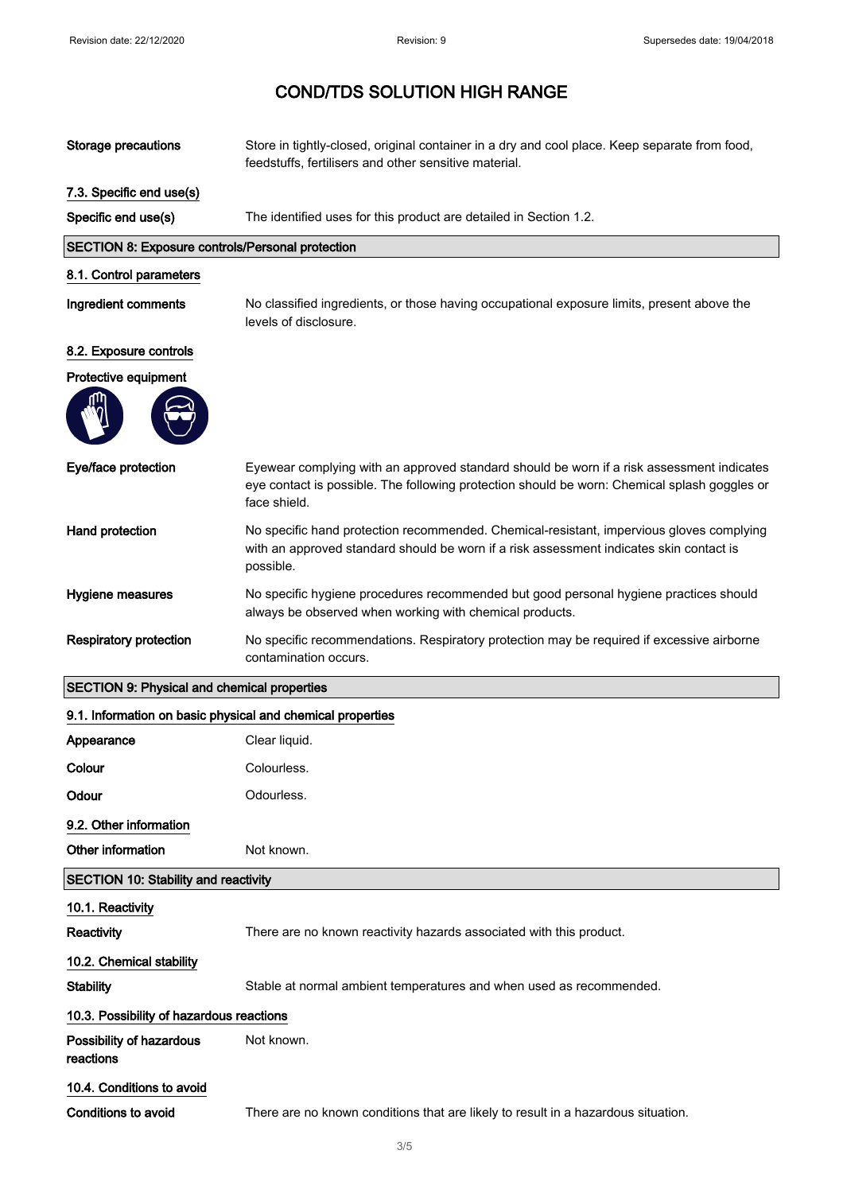# COND/TDS SOLUTION HIGH RANGE

**Storage precautions** Store in tightly-closed, original container in a dry and cool place. Keep separate from food, feedstuffs, fertilisers and other sensitive material.

### 7.3. Specific end use(s)

**Specific end use(s)** The identified uses for this product are detailed in Section 1.2.

## SECTION 8: Exposure controls/Personal protection

### 8.1. Control parameters

**Ingredient comments** No classified ingredients, or those having occupational exposure limits, present above the levels of disclosure.

### 8.2. Exposure controls

**Protective equipment**

**Eye/face protection** Eyewear complying with an approved standard should be worn if a risk assessment indicates eye contact is possible. The following protection should be worn: Chemical splash goggles or face shield.

**Hand protection** No specific hand protection recommended. Chemical-resistant, impervious gloves complying with an approved standard should be worn if a risk assessment indicates skin contact is possible.

**Hygiene measures** No specific hygiene procedures recommended but good personal hygiene practices should always be observed when working with chemical products.

**Respiratory protection** No specific recommendations. Respiratory protection may be required if excessive airborne contamination occurs.

## SECTION 9: Physical and chemical properties

### 9.1. Information on basic physical and chemical properties

**Appearance** Clear liquid.

**Colour** Colourless.

**Odour** Odourless.

### 9.2. Other information

**Other information** Not known.

## SECTION 10: Stability and reactivity

### 10.1. Reactivity

**Reactivity** There are no known reactivity hazards associated with this product.

### 10.2. Chemical stability

**Stability** Stable at normal ambient temperatures and when used as recommended.

### 10.3. Possibility of hazardous reactions

**Possibility of hazardous reactions** Not known.

### 10.4. Conditions to avoid

**Conditions to avoid** There are no known conditions that are likely to result in a hazardous situation.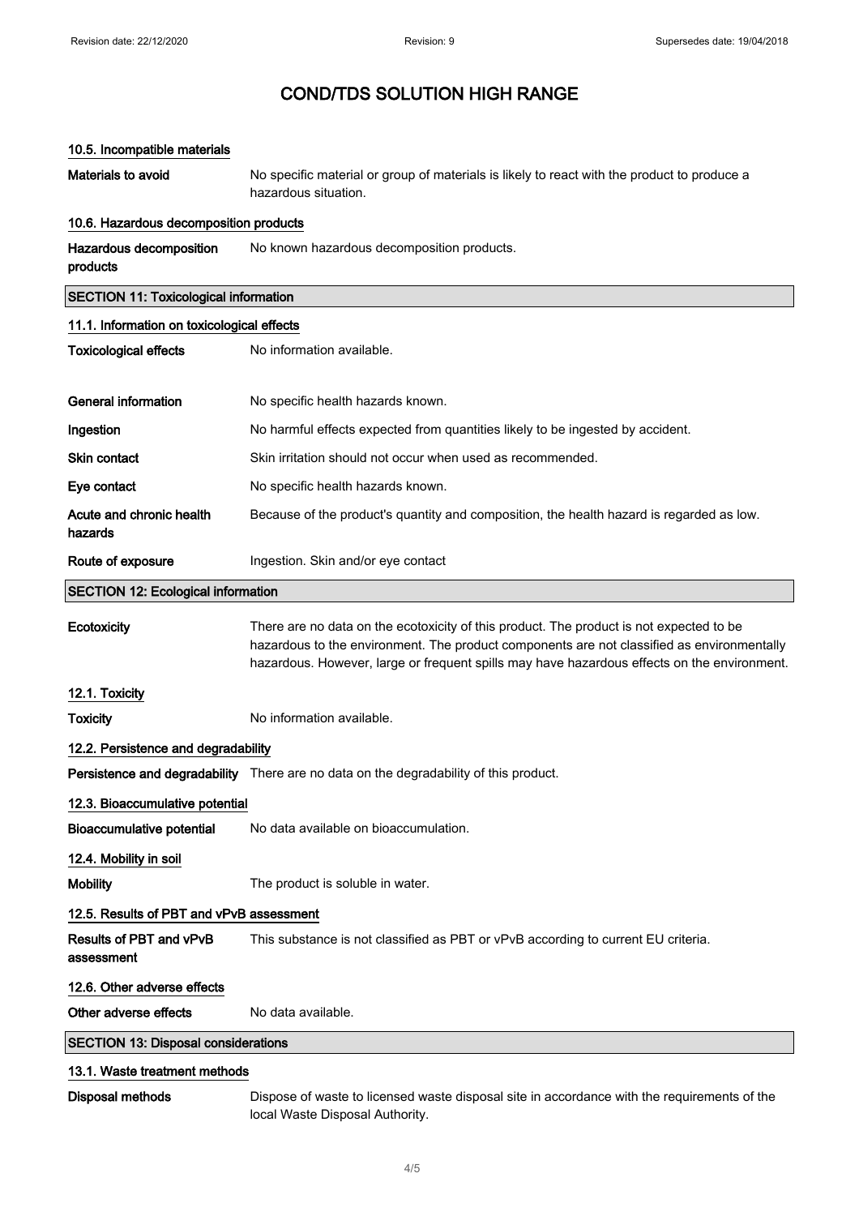# COND/TDS SOLUTION HIGH RANGE

### 10.5. Incompatible materials

**Materials to avoid** No specific material or group of materials is likely to react with the product to produce a hazardous situation.

### 10.6. Hazardous decomposition products

**Hazardous decomposition products** No known hazardous decomposition products.

## SECTION 11: Toxicological information

### 11.1. Information on toxicological effects

**Toxicological effects** No information available.

**General information** No specific health hazards known.

**Ingestion** No harmful effects expected from quantities likely to be ingested by accident.

**Skin contact** Skin irritation should not occur when used as recommended.

**Eye contact** No specific health hazards known.

**Acute and chronic health hazards** Because of the product's quantity and composition, the health hazard is regarded as low.

**Route of exposure** Ingestion. Skin and/or eye contact

## SECTION 12: Ecological information

**Ecotoxicity** There are no data on the ecotoxicity of this product. The product is not expected to be hazardous to the environment. The product components are not classified as environmentally hazardous. However, large or frequent spills may have hazardous effects on the environment.

### 12.1. Toxicity

**Toxicity** No information available.

### 12.2. Persistence and degradability

**Persistence and degradability** There are no data on the degradability of this product.

### 12.3. Bioaccumulative potential

**Bioaccumulative potential** No data available on bioaccumulation.

### 12.4. Mobility in soil

**Mobility** The product is soluble in water.

### 12.5. Results of PBT and vPvB assessment

**Results of PBT and vPvB assessment** This substance is not classified as PBT or vPvB according to current EU criteria.

### 12.6. Other adverse effects

**Other adverse effects** No data available.

## SECTION 13: Disposal considerations

### 13.1. Waste treatment methods

**Disposal methods** Dispose of waste to licensed waste disposal site in accordance with the requirements of the local Waste Disposal Authority.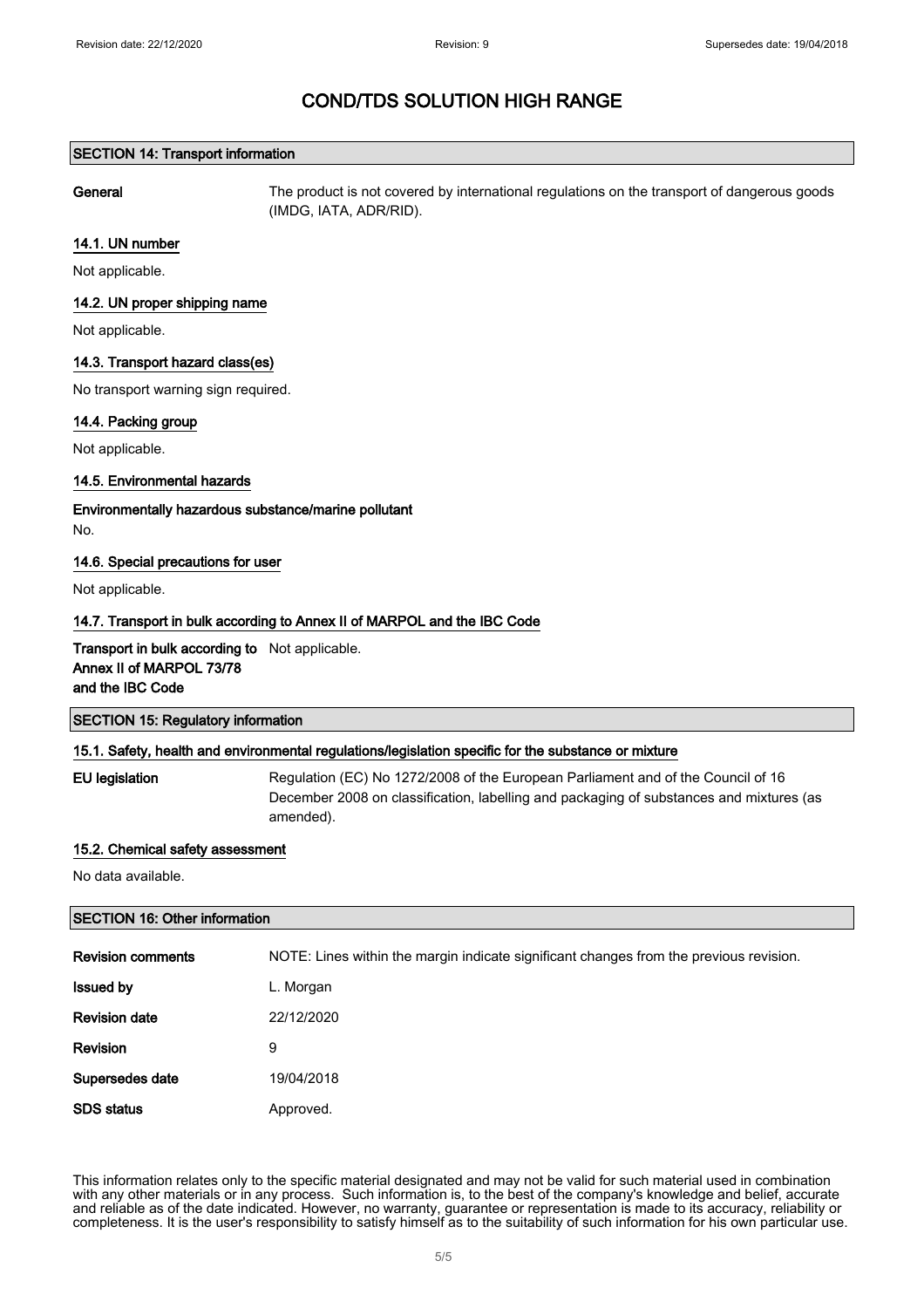# COND/TDS SOLUTION HIGH RANGE

## SECTION 14: Transport information

**General** The product is not covered by international regulations on the transport of dangerous goods (IMDG, IATA, ADR/RID).

### 14.1. UN number

Not applicable.

### 14.2. UN proper shipping name

Not applicable.

### 14.3. Transport hazard class(es)

No transport warning sign required.

### 14.4. Packing group

Not applicable.

### 14.5. Environmental hazards

**Environmentally hazardous substance/marine pollutant**

No.

### 14.6. Special precautions for user

Not applicable.

### 14.7. Transport in bulk according to Annex II of MARPOL and the IBC Code

**Transport in bulk according to Annex II of MARPOL 73/78 and the IBC Code** Not applicable.

## SECTION 15: Regulatory information

### 15.1. Safety, health and environmental regulations/legislation specific for the substance or mixture

**EU legislation** Regulation (EC) No 1272/2008 of the European Parliament and of the Council of 16 December 2008 on classification, labelling and packaging of substances and mixtures (as amended).

### 15.2. Chemical safety assessment

No data available.

## SECTION 16: Other information

| | |
|---|---|
| **Revision comments** | NOTE: Lines within the margin indicate significant changes from the previous revision. |
| **Issued by** | L. Morgan |
| **Revision date** | 22/12/2020 |
| **Revision** | 9 |
| **Supersedes date** | 19/04/2018 |
| **SDS status** | Approved. |

This information relates only to the specific material designated and may not be valid for such material used in combination with any other materials or in any process. Such information is, to the best of the company's knowledge and belief, accurate and reliable as of the date indicated. However, no warranty, guarantee or representation is made to its accuracy, reliability or completeness. It is the user's responsibility to satisfy himself as to the suitability of such information for his own particular use.